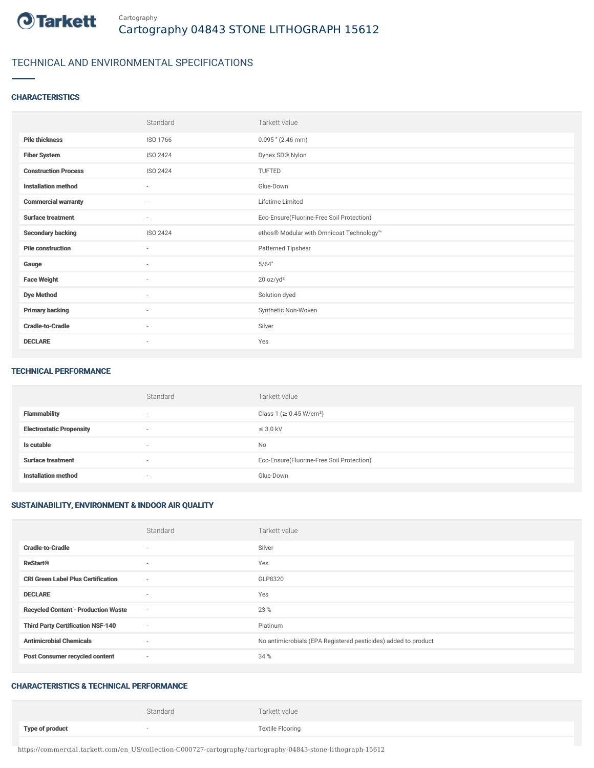Cartography

# Cartography 04843 STONE LITHOGRAPH 15612

## TECHNICAL AND ENVIRONMENTAL SPECIFICATIONS

### CHARACTERISTICS

| | Standard | Tarkett value |
|---|---|---|
| **Pile thickness** | ISO 1766 | 0.095 " (2.46 mm) |
| **Fiber System** | ISO 2424 | Dynex SD® Nylon |
| **Construction Process** | ISO 2424 | TUFTED |
| **Installation method** | - | Glue-Down |
| **Commercial warranty** | - | Lifetime Limited |
| **Surface treatment** | - | Eco-Ensure(Fluorine-Free Soil Protection) |
| **Secondary backing** | ISO 2424 | ethos® Modular with Omnicoat Technology™ |
| **Pile construction** | - | Patterned Tipshear |
| **Gauge** | - | 5/64" |
| **Face Weight** | - | 20 oz/yd² |
| **Dye Method** | - | Solution dyed |
| **Primary backing** | - | Synthetic Non-Woven |
| **Cradle-to-Cradle** | - | Silver |
| **DECLARE** | - | Yes |

### TECHNICAL PERFORMANCE

| | Standard | Tarkett value |
|---|---|---|
| **Flammability** | - | Class 1 (≥ 0.45 W/cm²) |
| **Electrostatic Propensity** | - | ≤ 3.0 kV |
| **Is cutable** | - | No |
| **Surface treatment** | - | Eco-Ensure(Fluorine-Free Soil Protection) |
| **Installation method** | - | Glue-Down |

### SUSTAINABILITY, ENVIRONMENT & INDOOR AIR QUALITY

| | Standard | Tarkett value |
|---|---|---|
| **Cradle-to-Cradle** | - | Silver |
| **ReStart®** | - | Yes |
| **CRI Green Label Plus Certification** | - | GLP8320 |
| **DECLARE** | - | Yes |
| **Recycled Content - Production Waste** | - | 23 % |
| **Third Party Certification NSF-140** | - | Platinum |
| **Antimicrobial Chemicals** | - | No antimicrobials (EPA Registered pesticides) added to product |
| **Post Consumer recycled content** | - | 34 % |

### CHARACTERISTICS & TECHNICAL PERFORMANCE

| | Standard | Tarkett value |
|---|---|---|
| **Type of product** | - | Textile Flooring |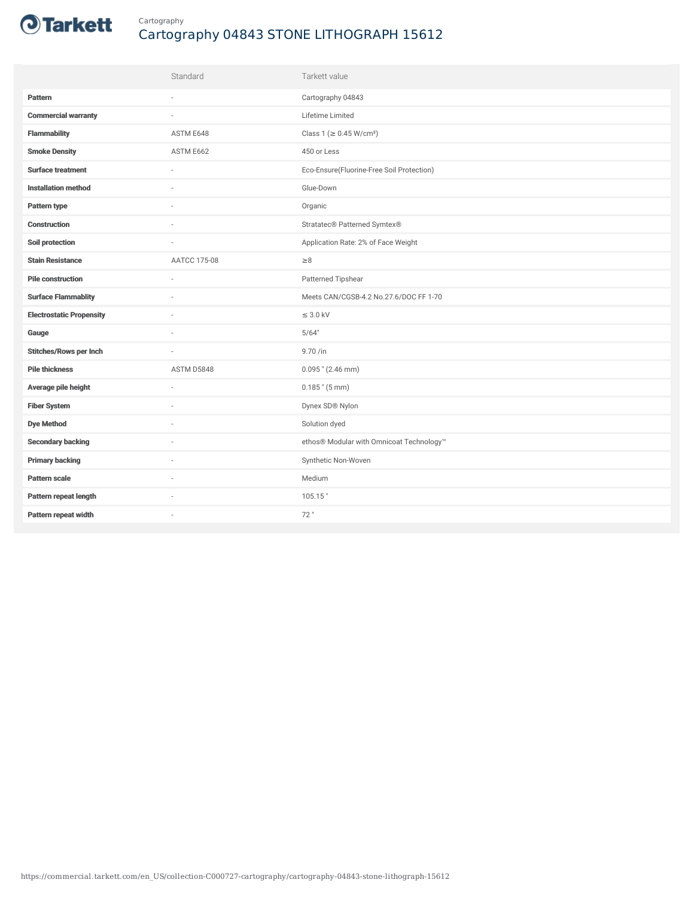Cartography

# Cartography 04843 STONE LITHOGRAPH 15612

| | Standard | Tarkett value |
|---|---|---|
| **Pattern** | - | Cartography 04843 |
| **Commercial warranty** | - | Lifetime Limited |
| **Flammability** | ASTM E648 | Class 1 (≥ 0.45 W/cm²) |
| **Smoke Density** | ASTM E662 | 450 or Less |
| **Surface treatment** | - | Eco-Ensure(Fluorine-Free Soil Protection) |
| **Installation method** | - | Glue-Down |
| **Pattern type** | - | Organic |
| **Construction** | - | Stratatec® Patterned Symtex® |
| **Soil protection** | - | Application Rate: 2% of Face Weight |
| **Stain Resistance** | AATCC 175-08 | ≥8 |
| **Pile construction** | - | Patterned Tipshear |
| **Surface Flammablity** | - | Meets CAN/CGSB-4.2 No.27.6/DOC FF 1-70 |
| **Electrostatic Propensity** | - | ≤ 3.0 kV |
| **Gauge** | - | 5/64" |
| **Stitches/Rows per Inch** | - | 9.70 /in |
| **Pile thickness** | ASTM D5848 | 0.095 " (2.46 mm) |
| **Average pile height** | - | 0.185 " (5 mm) |
| **Fiber System** | - | Dynex SD® Nylon |
| **Dye Method** | - | Solution dyed |
| **Secondary backing** | - | ethos® Modular with Omnicoat Technology™ |
| **Primary backing** | - | Synthetic Non-Woven |
| **Pattern scale** | - | Medium |
| **Pattern repeat length** | - | 105.15 " |
| **Pattern repeat width** | - | 72 " |

https://commercial.tarkett.com/en_US/collection-C000727-cartography/cartography-04843-stone-lithograph-15612